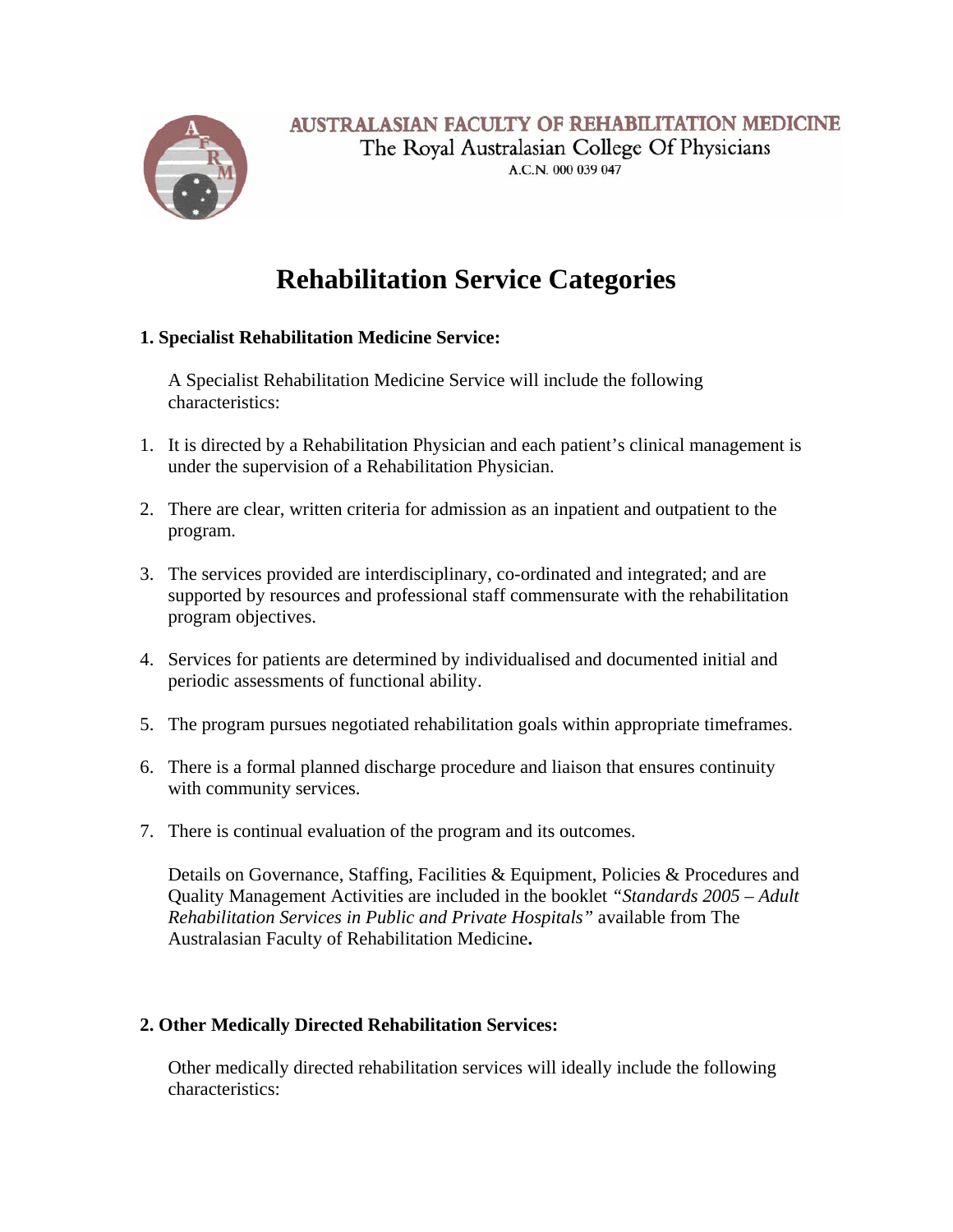AUSTRALASIAN FACULTY OF REHABILITATION MEDICINE
The Royal Australasian College Of Physicians
A.C.N. 000 039 047

# Rehabilitation Service Categories

## 1. Specialist Rehabilitation Medicine Service:

A Specialist Rehabilitation Medicine Service will include the following characteristics:

1. It is directed by a Rehabilitation Physician and each patient's clinical management is under the supervision of a Rehabilitation Physician.

2. There are clear, written criteria for admission as an inpatient and outpatient to the program.

3. The services provided are interdisciplinary, co-ordinated and integrated; and are supported by resources and professional staff commensurate with the rehabilitation program objectives.

4. Services for patients are determined by individualised and documented initial and periodic assessments of functional ability.

5. The program pursues negotiated rehabilitation goals within appropriate timeframes.

6. There is a formal planned discharge procedure and liaison that ensures continuity with community services.

7. There is continual evaluation of the program and its outcomes.

Details on Governance, Staffing, Facilities & Equipment, Policies & Procedures and Quality Management Activities are included in the booklet *"Standards 2005 – Adult Rehabilitation Services in Public and Private Hospitals"* available from The Australasian Faculty of Rehabilitation Medicine**.**

## 2. Other Medically Directed Rehabilitation Services:

Other medically directed rehabilitation services will ideally include the following characteristics: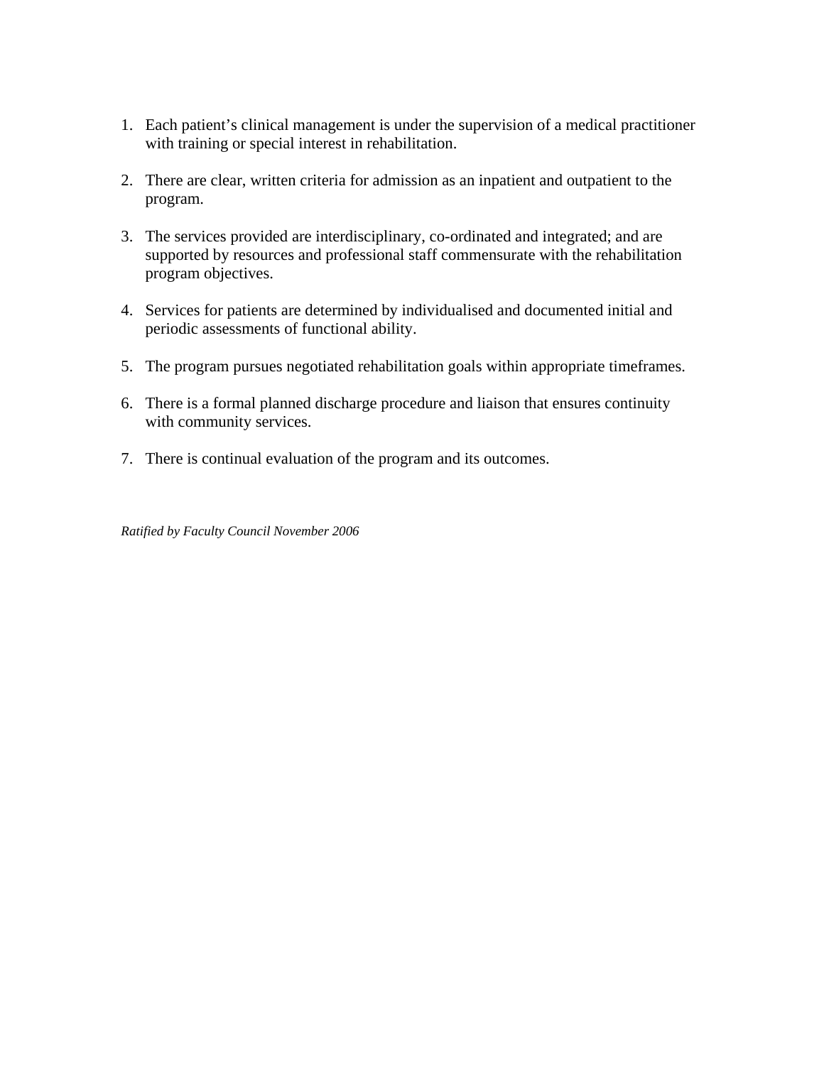1. Each patient's clinical management is under the supervision of a medical practitioner with training or special interest in rehabilitation.

2. There are clear, written criteria for admission as an inpatient and outpatient to the program.

3. The services provided are interdisciplinary, co-ordinated and integrated; and are supported by resources and professional staff commensurate with the rehabilitation program objectives.

4. Services for patients are determined by individualised and documented initial and periodic assessments of functional ability.

5. The program pursues negotiated rehabilitation goals within appropriate timeframes.

6. There is a formal planned discharge procedure and liaison that ensures continuity with community services.

7. There is continual evaluation of the program and its outcomes.

*Ratified by Faculty Council November 2006*